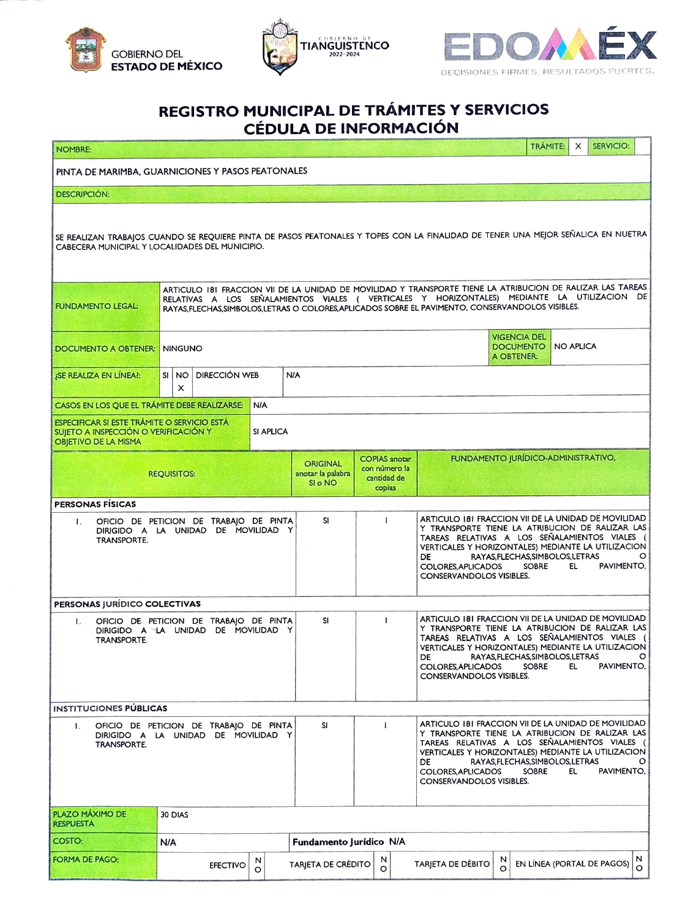GOBIERNO DEL ESTADO DE MÉXICO

GOBIERNO DE TIANGUISTENCO 2022-2024

EDOMÉX DECISIONES FIRMES, RESULTADOS FUERTES.

# REGISTRO MUNICIPAL DE TRÁMITES Y SERVICIOS
# CÉDULA DE INFORMACIÓN

| NOMBRE: | TRÁMITE: X | SERVICIO: |
|---|---|---|
| PINTA DE MARIMBA, GUARNICIONES Y PASOS PEATONALES | | |

**DESCRIPCIÓN:**

SE REALIZAN TRABAJOS CUANDO SE REQUIERE PINTA DE PASOS PEATONALES Y TOPES CON LA FINALIDAD DE TENER UNA MEJOR SEÑALICA EN NUETRA CABECERA MUNICIPAL Y LOCALIDADES DEL MUNICIPIO.

| | |
|---|---|
| FUNDAMENTO LEGAL: | ARTICULO 181 FRACCION VII DE LA UNIDAD DE MOVILIDAD Y TRANSPORTE TIENE LA ATRIBUCION DE RALIZAR LAS TAREAS RELATIVAS A LOS SEÑALAMIENTOS VIALES ( VERTICALES Y HORIZONTALES) MEDIANTE LA UTILIZACION DE RAYAS,FLECHAS,SIMBOLOS,LETRAS O COLORES,APLICADOS SOBRE EL PAVIMENTO, CONSERVANDOLOS VISIBLES. |
| DOCUMENTO A OBTENER: | NINGUNO — VIGENCIA DEL DOCUMENTO A OBTENER: NO APLICA |
| ¿SE REALIZA EN LÍNEA?: | SI: / NO: X — DIRECCIÓN WEB: N/A |
| CASOS EN LOS QUE EL TRÁMITE DEBE REALIZARSE: | N/A |
| ESPECIFICAR SI ESTE TRÁMITE O SERVICIO ESTÁ SUJETO A INSPECCIÓN O VERIFICACIÓN Y OBJETIVO DE LA MISMA | SI APLICA |

| REQUISITOS: | ORIGINAL anotar la palabra SI o NO | COPIAS anotar con número la cantidad de copias | FUNDAMENTO JURÍDICO-ADMINISTRATIVO. |
|---|---|---|---|
| **PERSONAS FÍSICAS** | | | |
| I. OFICIO DE PETICION DE TRABAJO DE PINTA DIRIGIDO A LA UNIDAD DE MOVILIDAD Y TRANSPORTE. | SI | 1 | ARTICULO 181 FRACCION VII DE LA UNIDAD DE MOVILIDAD Y TRANSPORTE TIENE LA ATRIBUCION DE RALIZAR LAS TAREAS RELATIVAS A LOS SEÑALAMIENTOS VIALES ( VERTICALES Y HORIZONTALES) MEDIANTE LA UTILIZACION DE RAYAS,FLECHAS,SIMBOLOS,LETRAS O COLORES,APLICADOS SOBRE EL PAVIMENTO, CONSERVANDOLOS VISIBLES. |
| **PERSONAS JURÍDICO COLECTIVAS** | | | |
| I. OFICIO DE PETICION DE TRABAJO DE PINTA DIRIGIDO A LA UNIDAD DE MOVILIDAD Y TRANSPORTE. | SI | 1 | ARTICULO 181 FRACCION VII DE LA UNIDAD DE MOVILIDAD Y TRANSPORTE TIENE LA ATRIBUCION DE RALIZAR LAS TAREAS RELATIVAS A LOS SEÑALAMIENTOS VIALES ( VERTICALES Y HORIZONTALES) MEDIANTE LA UTILIZACION DE RAYAS,FLECHAS,SIMBOLOS,LETRAS O COLORES,APLICADOS SOBRE EL PAVIMENTO, CONSERVANDOLOS VISIBLES. |
| **INSTITUCIONES PÚBLICAS** | | | |
| I. OFICIO DE PETICION DE TRABAJO DE PINTA DIRIGIDO A LA UNIDAD DE MOVILIDAD Y TRANSPORTE. | SI | 1 | ARTICULO 181 FRACCION VII DE LA UNIDAD DE MOVILIDAD Y TRANSPORTE TIENE LA ATRIBUCION DE RALIZAR LAS TAREAS RELATIVAS A LOS SEÑALAMIENTOS VIALES ( VERTICALES Y HORIZONTALES) MEDIANTE LA UTILIZACION DE RAYAS,FLECHAS,SIMBOLOS,LETRAS O COLORES,APLICADOS SOBRE EL PAVIMENTO, CONSERVANDOLOS VISIBLES. |

| | | | | | | | | |
|---|---|---|---|---|---|---|---|---|
| PLAZO MÁXIMO DE RESPUESTA | 30 DIAS | | | | | | | |
| COSTO: | N/A | **Fundamento Jurídico** N/A | | | | | | |
| FORMA DE PAGO: | EFECTIVO | NO | TARJETA DE CRÉDITO | NO | TARJETA DE DÉBITO | NO | EN LÍNEA (PORTAL DE PAGOS) | NO |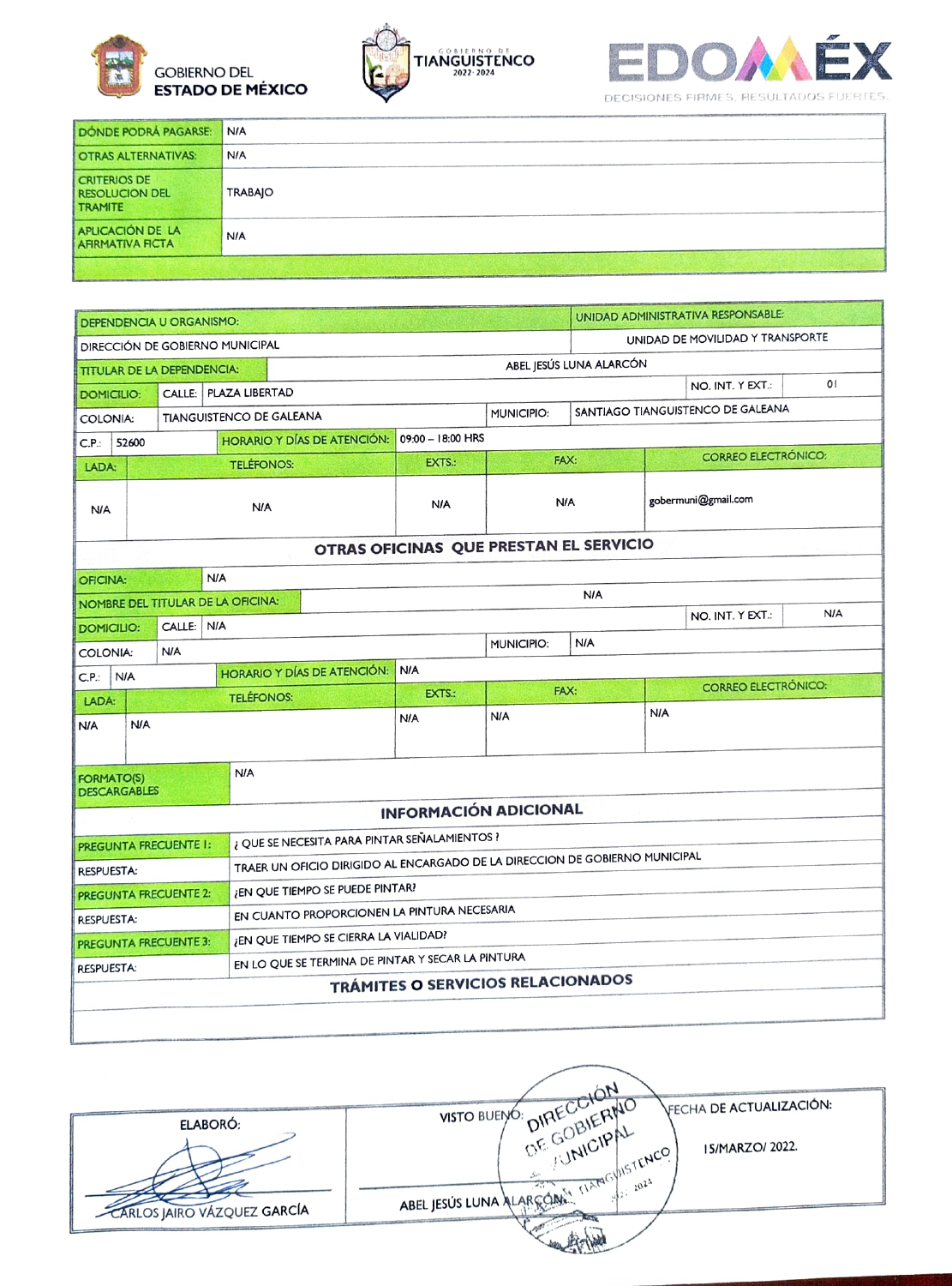GOBIERNO DEL ESTADO DE MÉXICO

GOBIERNO DE TIANGUISTENCO 2022-2024

EDOMÉX DECISIONES FIRMES, RESULTADOS FUERTES.

| | |
|---|---|
| DÓNDE PODRÁ PAGARSE: | N/A |
| OTRAS ALTERNATIVAS: | N/A |
| CRITERIOS DE RESOLUCION DEL TRAMITE | TRABAJO |
| APLICACIÓN DE LA AFIRMATIVA FICTA | N/A |

| | | | |
|---|---|---|---|
| DEPENDENCIA U ORGANISMO: | | UNIDAD ADMINISTRATIVA RESPONSABLE: | |
| DIRECCIÓN DE GOBIERNO MUNICIPAL | | UNIDAD DE MOVILIDAD Y TRANSPORTE | |
| TITULAR DE LA DEPENDENCIA: | ABEL JESÚS LUNA ALARCÓN | | |
| DOMICILIO: | CALLE: PLAZA LIBERTAD | NO. INT. Y EXT.: | 01 |
| COLONIA: | TIANGUISTENCO DE GALEANA | MUNICIPIO: | SANTIAGO TIANGUISTENCO DE GALEANA |
| C.P.: 52600 | HORARIO Y DÍAS DE ATENCIÓN: | 09:00 – 18:00 HRS | |

| LADA: | TELÉFONOS: | EXTS.: | FAX: | CORREO ELECTRÓNICO: |
|---|---|---|---|---|
| N/A | N/A | N/A | N/A | gobermuni@gmail.com |

## OTRAS OFICINAS QUE PRESTAN EL SERVICIO

| | | | |
|---|---|---|---|
| OFICINA: | N/A | | |
| NOMBRE DEL TITULAR DE LA OFICINA: | N/A | | |
| DOMICILIO: | CALLE: N/A | NO. INT. Y EXT.: | N/A |
| COLONIA: | N/A | MUNICIPIO: | N/A |
| C.P.: N/A | HORARIO Y DÍAS DE ATENCIÓN: | N/A | |

| LADA: | TELÉFONOS: | EXTS.: | FAX: | CORREO ELECTRÓNICO: |
|---|---|---|---|---|
| N/A | N/A | N/A | N/A | N/A |

| | |
|---|---|
| FORMATO(S) DESCARGABLES | N/A |

## INFORMACIÓN ADICIONAL

| | |
|---|---|
| PREGUNTA FRECUENTE 1: | ¿ QUE SE NECESITA PARA PINTAR SEÑALAMIENTOS ? |
| RESPUESTA: | TRAER UN OFICIO DIRIGIDO AL ENCARGADO DE LA DIRECCION DE GOBIERNO MUNICIPAL |
| PREGUNTA FRECUENTE 2: | ¿EN QUE TIEMPO SE PUEDE PINTAR? |
| RESPUESTA: | EN CUANTO PROPORCIONEN LA PINTURA NECESARIA |
| PREGUNTA FRECUENTE 3: | ¿EN QUE TIEMPO SE CIERRA LA VIALIDAD? |
| RESPUESTA: | EN LO QUE SE TERMINA DE PINTAR Y SECAR LA PINTURA |

## TRÁMITES O SERVICIOS RELACIONADOS

| ELABORÓ: | VISTO BUENO: | FECHA DE ACTUALIZACIÓN: |
|---|---|---|
| CARLOS JAIRO VÁZQUEZ GARCÍA | ABEL JESÚS LUNA ALARCÓN | 15/MARZO/ 2022. |

DIRECCIÓN DE GOBIERNO MUNICIPAL TIANGUISTENCO 2022-2024